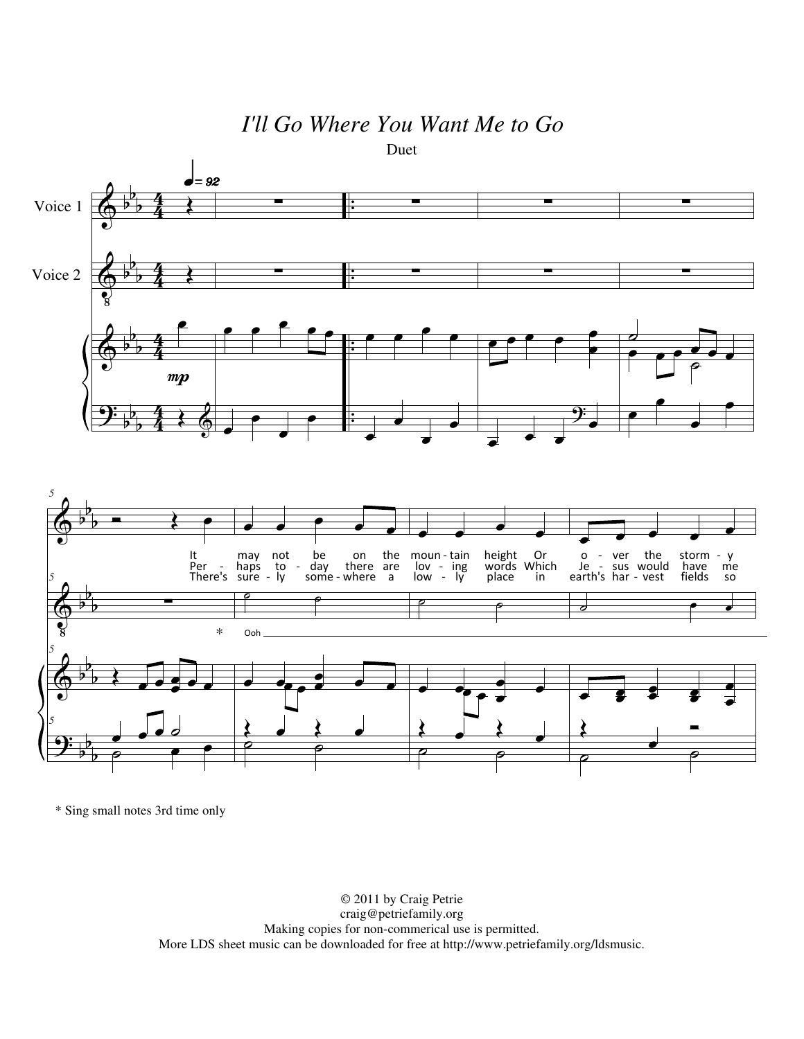# *I'll Go Where You Want Me to Go*

Duet

It may not be on the moun - tain height Or o - ver the storm - y

Per - haps to - day there are lov - ing words Which Je - sus would have me

There's sure - ly some - where a low - ly place in earth's har - vest fields so

Ooh

\* Sing small notes 3rd time only

© 2011 by Craig Petrie
craig@petriefamily.org
Making copies for non-commerical use is permitted.
More LDS sheet music can be downloaded for free at http://www.petriefamily.org/ldsmusic.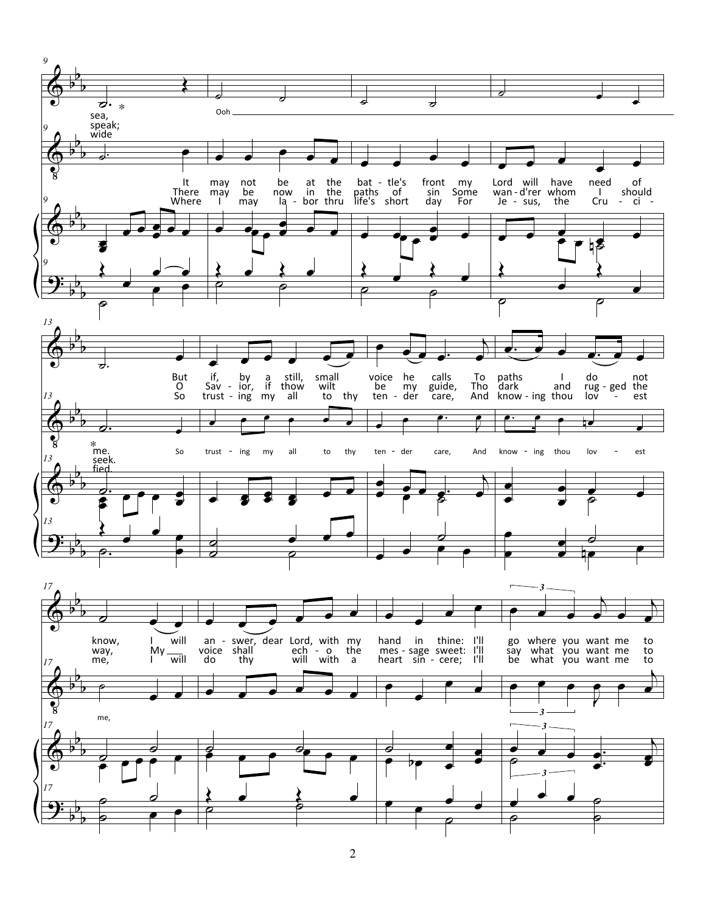sea, *
speak;
wide

Ooh

It may not be at the bat - tle's front my Lord will have need of
There may be now in the paths of sin Some wan - d'rer whom I should
Where I may la - bor thru life's short day For Je - sus, the Cru - ci -

*
me.
seek.
fied.

But if, by a still, small voice he calls To paths I do not
O Sav - ior, if thow wilt be my guide, Tho dark and rug - ged the
So trust - ing my all to thy ten - der care, And know - ing thou lov - est

So trust - ing my all to thy ten - der care, And know - ing thou lov - est

know, I will an - swer, dear Lord, with my hand in thine: I'll go where you want me to
way, My ___ voice shall ech - o the mes - sage sweet: I'll say what you want me to
me, I will do thy will with a heart sin - cere; I'll be what you want me to

me,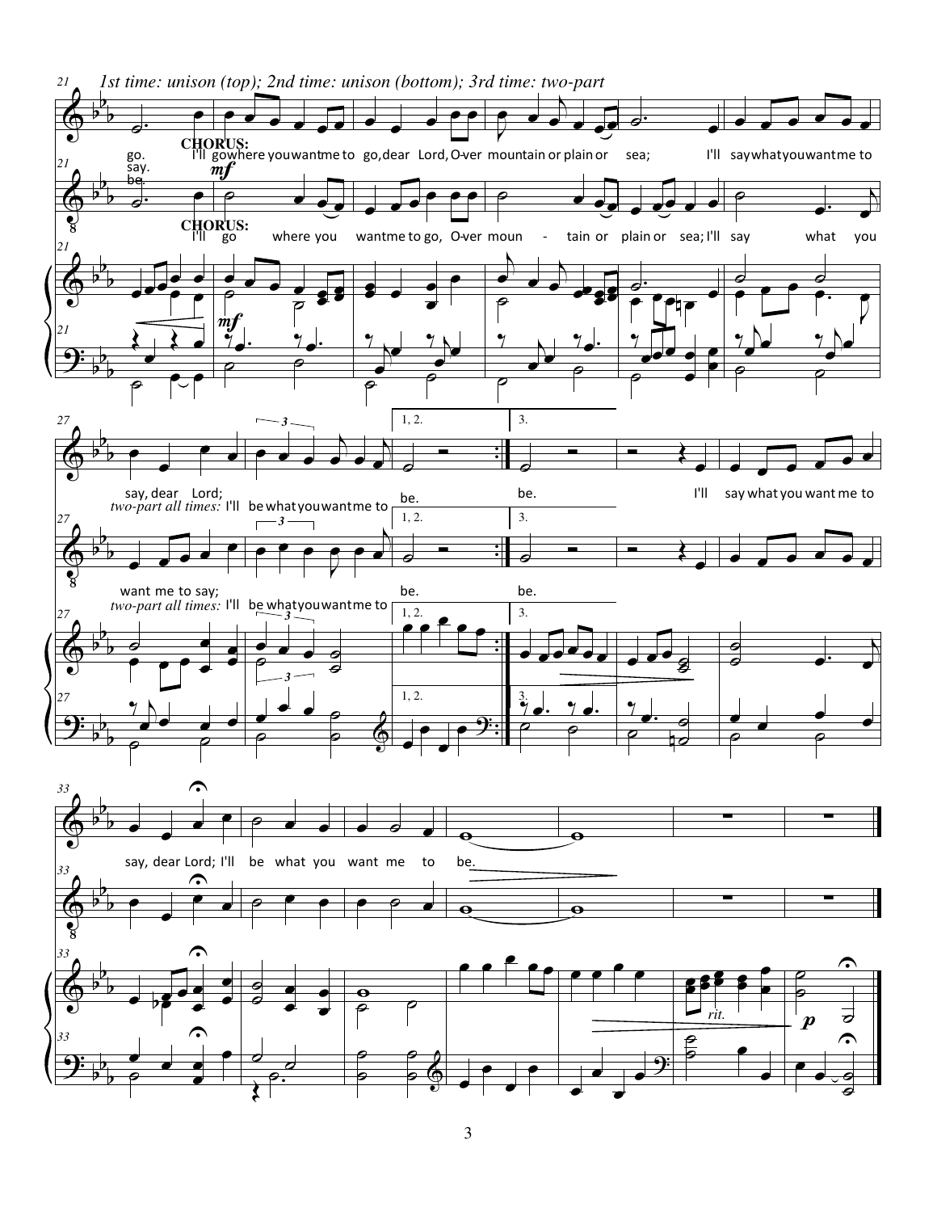*1st time: unison (top); 2nd time: unison (bottom); 3rd time: two-part*

**CHORUS:**

go. I'll go where you want me to go, dear Lord, O-ver mountain or plain or sea; I'll say what you want me to

say.

be.

say, dear Lord; I'll be what you want me to be.

*two-part all times:*

be. I'll say what you want me to

say, dear Lord; I'll be what you want me to be.

**CHORUS:**

I'll go where you want me to go, O-ver moun - tain or plain or sea; I'll say what you

want me to say; I'll be what you want me to be.

*two-part all times:*

be.

*rit.*